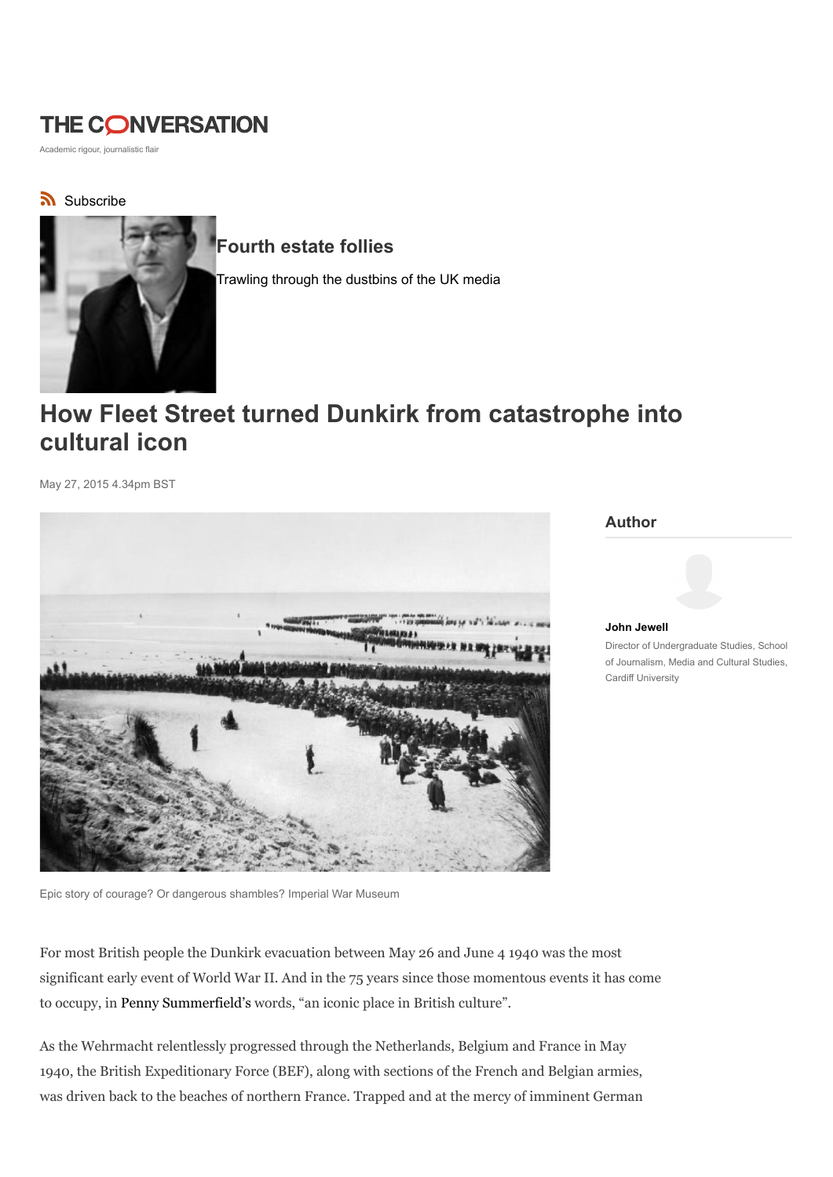# THE CONVERSATION

Academic rigour, journalistic flair

Subscribe

## Fourth estate follies

Trawling through the dustbins of the UK media

# How Fleet Street turned Dunkirk from catastrophe into cultural icon

May 27, 2015 4.34pm BST

Epic story of courage? Or dangerous shambles? Imperial War Museum

**Author**

**John Jewell**
Director of Undergraduate Studies, School of Journalism, Media and Cultural Studies, Cardiff University

For most British people the Dunkirk evacuation between May 26 and June 4 1940 was the most significant early event of World War II. And in the 75 years since those momentous events it has come to occupy, in Penny Summerfield's words, "an iconic place in British culture".

As the Wehrmacht relentlessly progressed through the Netherlands, Belgium and France in May 1940, the British Expeditionary Force (BEF), along with sections of the French and Belgian armies, was driven back to the beaches of northern France. Trapped and at the mercy of imminent German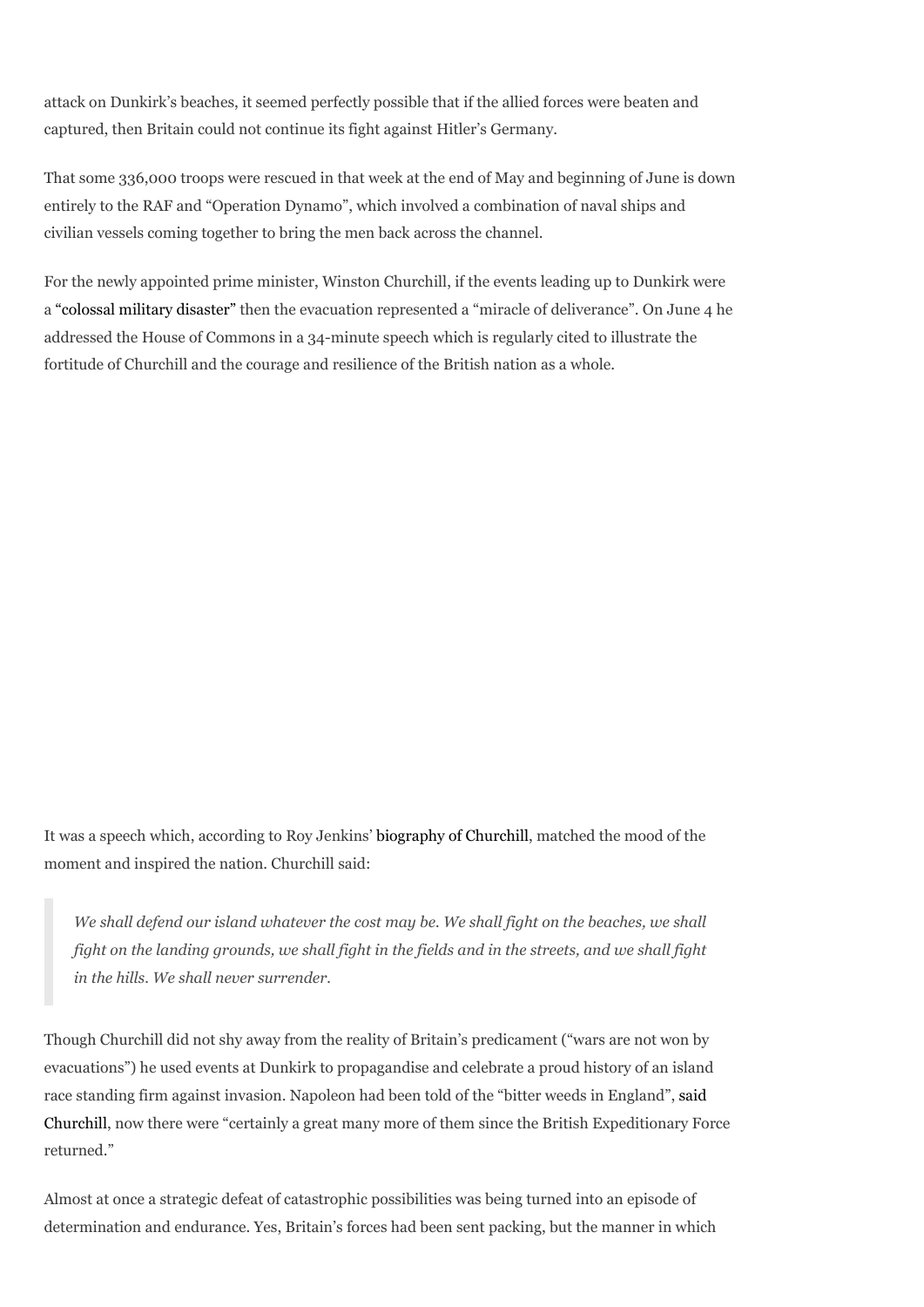attack on Dunkirk's beaches, it seemed perfectly possible that if the allied forces were beaten and captured, then Britain could not continue its fight against Hitler's Germany.

That some 336,000 troops were rescued in that week at the end of May and beginning of June is down entirely to the RAF and "Operation Dynamo", which involved a combination of naval ships and civilian vessels coming together to bring the men back across the channel.

For the newly appointed prime minister, Winston Churchill, if the events leading up to Dunkirk were a "colossal military disaster" then the evacuation represented a "miracle of deliverance". On June 4 he addressed the House of Commons in a 34-minute speech which is regularly cited to illustrate the fortitude of Churchill and the courage and resilience of the British nation as a whole.

It was a speech which, according to Roy Jenkins' biography of Churchill, matched the mood of the moment and inspired the nation. Churchill said:

> *We shall defend our island whatever the cost may be. We shall fight on the beaches, we shall fight on the landing grounds, we shall fight in the fields and in the streets, and we shall fight in the hills. We shall never surrender.*

Though Churchill did not shy away from the reality of Britain's predicament ("wars are not won by evacuations") he used events at Dunkirk to propagandise and celebrate a proud history of an island race standing firm against invasion. Napoleon had been told of the "bitter weeds in England", said Churchill, now there were "certainly a great many more of them since the British Expeditionary Force returned."

Almost at once a strategic defeat of catastrophic possibilities was being turned into an episode of determination and endurance. Yes, Britain's forces had been sent packing, but the manner in which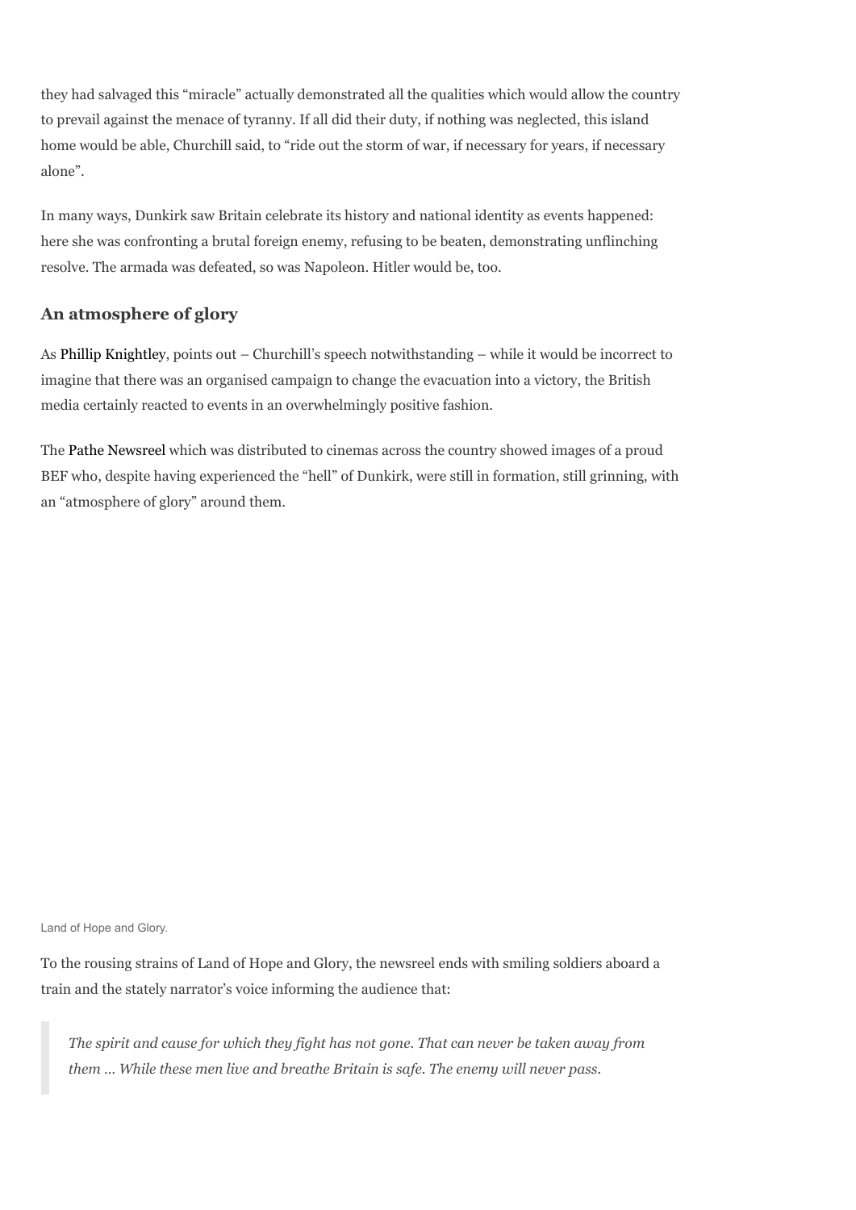they had salvaged this "miracle" actually demonstrated all the qualities which would allow the country to prevail against the menace of tyranny. If all did their duty, if nothing was neglected, this island home would be able, Churchill said, to "ride out the storm of war, if necessary for years, if necessary alone".

In many ways, Dunkirk saw Britain celebrate its history and national identity as events happened: here she was confronting a brutal foreign enemy, refusing to be beaten, demonstrating unflinching resolve. The armada was defeated, so was Napoleon. Hitler would be, too.

## An atmosphere of glory

As Phillip Knightley, points out – Churchill's speech notwithstanding – while it would be incorrect to imagine that there was an organised campaign to change the evacuation into a victory, the British media certainly reacted to events in an overwhelmingly positive fashion.

The Pathe Newsreel which was distributed to cinemas across the country showed images of a proud BEF who, despite having experienced the "hell" of Dunkirk, were still in formation, still grinning, with an "atmosphere of glory" around them.

Land of Hope and Glory.

To the rousing strains of Land of Hope and Glory, the newsreel ends with smiling soldiers aboard a train and the stately narrator's voice informing the audience that:

> *The spirit and cause for which they fight has not gone. That can never be taken away from them … While these men live and breathe Britain is safe. The enemy will never pass.*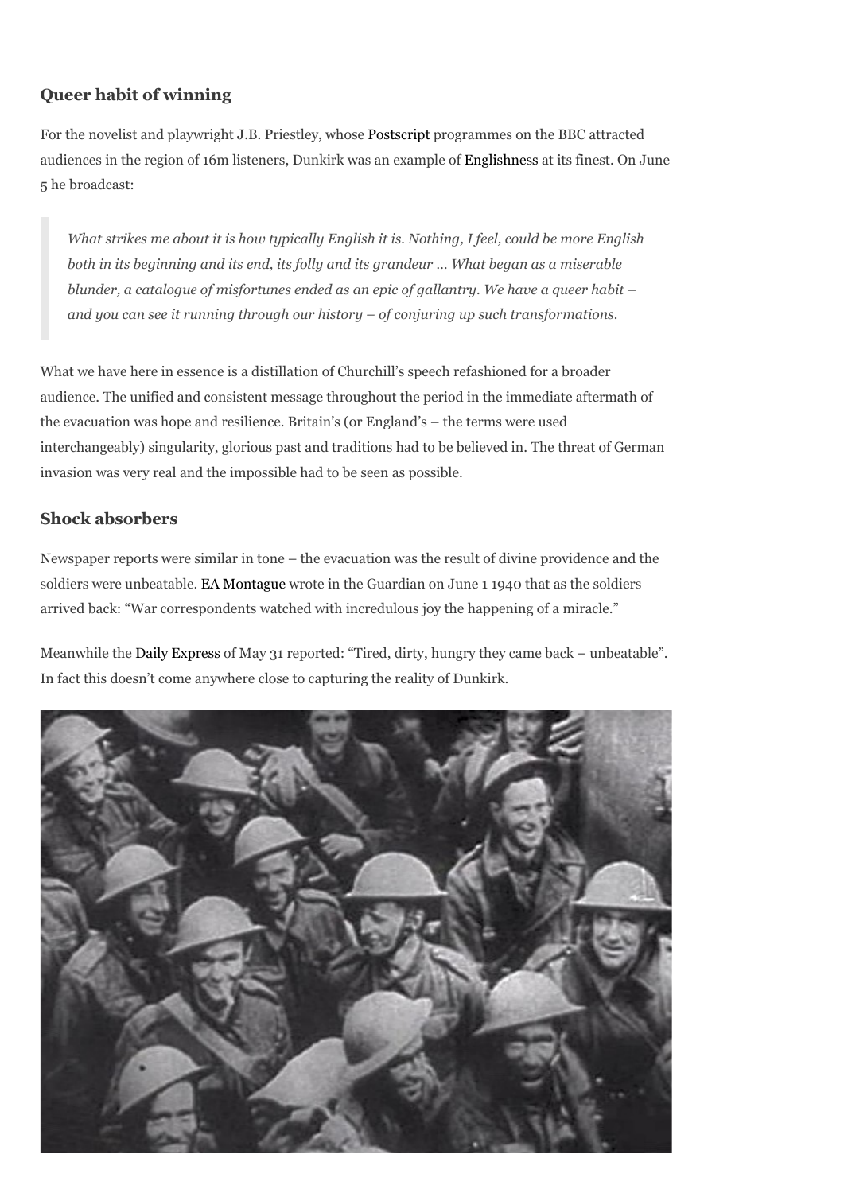## Queer habit of winning

For the novelist and playwright J.B. Priestley, whose Postscript programmes on the BBC attracted audiences in the region of 16m listeners, Dunkirk was an example of Englishness at its finest. On June 5 he broadcast:

> *What strikes me about it is how typically English it is. Nothing, I feel, could be more English both in its beginning and its end, its folly and its grandeur … What began as a miserable blunder, a catalogue of misfortunes ended as an epic of gallantry. We have a queer habit – and you can see it running through our history – of conjuring up such transformations.*

What we have here in essence is a distillation of Churchill's speech refashioned for a broader audience. The unified and consistent message throughout the period in the immediate aftermath of the evacuation was hope and resilience. Britain's (or England's – the terms were used interchangeably) singularity, glorious past and traditions had to be believed in. The threat of German invasion was very real and the impossible had to be seen as possible.

## Shock absorbers

Newspaper reports were similar in tone – the evacuation was the result of divine providence and the soldiers were unbeatable. EA Montague wrote in the Guardian on June 1 1940 that as the soldiers arrived back: "War correspondents watched with incredulous joy the happening of a miracle."

Meanwhile the Daily Express of May 31 reported: "Tired, dirty, hungry they came back – unbeatable". In fact this doesn't come anywhere close to capturing the reality of Dunkirk.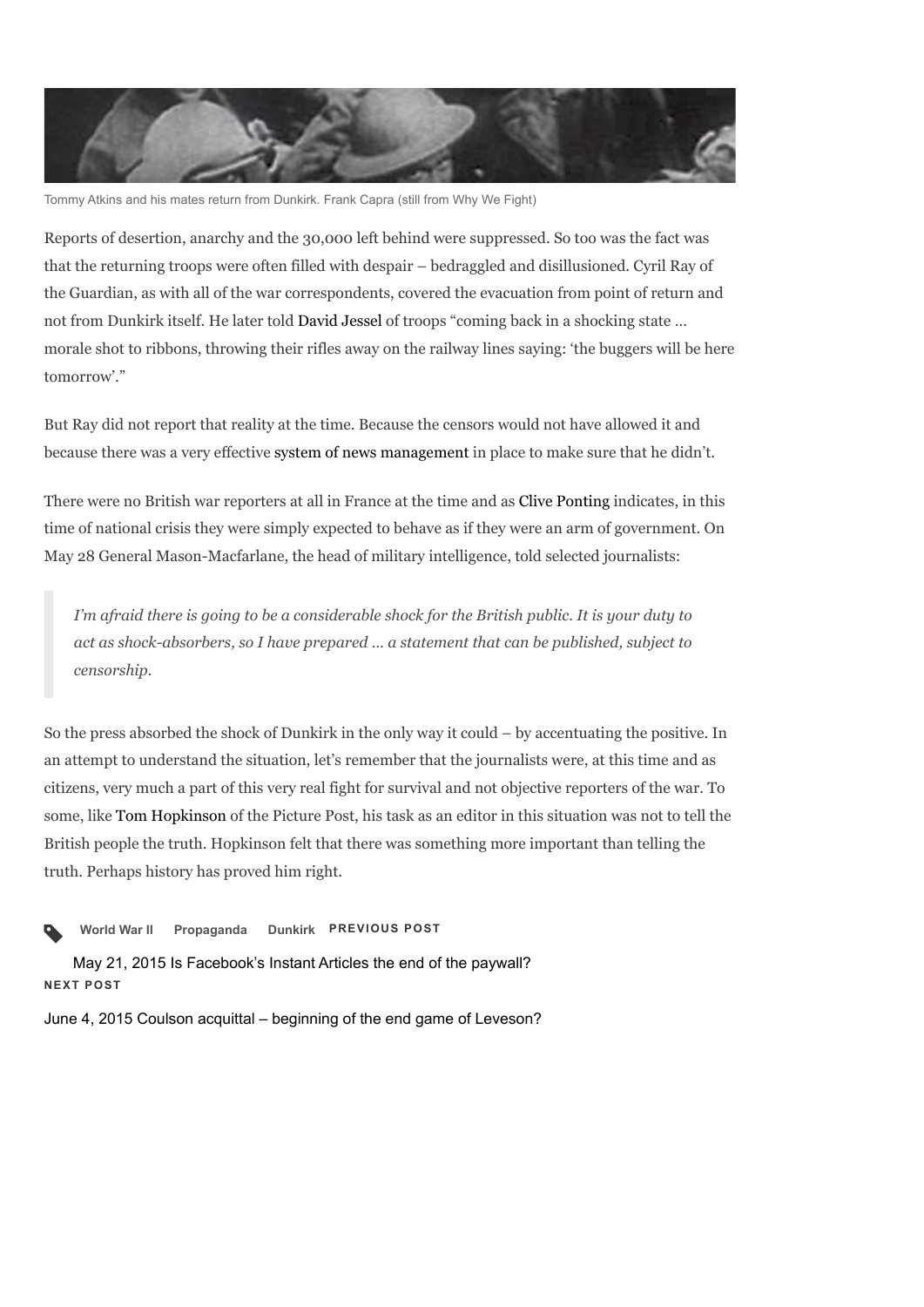Tommy Atkins and his mates return from Dunkirk. Frank Capra (still from Why We Fight)

Reports of desertion, anarchy and the 30,000 left behind were suppressed. So too was the fact was that the returning troops were often filled with despair – bedraggled and disillusioned. Cyril Ray of the Guardian, as with all of the war correspondents, covered the evacuation from point of return and not from Dunkirk itself. He later told David Jessel of troops "coming back in a shocking state ... morale shot to ribbons, throwing their rifles away on the railway lines saying: 'the buggers will be here tomorrow'."

But Ray did not report that reality at the time. Because the censors would not have allowed it and because there was a very effective system of news management in place to make sure that he didn't.

There were no British war reporters at all in France at the time and as Clive Ponting indicates, in this time of national crisis they were simply expected to behave as if they were an arm of government. On May 28 General Mason-Macfarlane, the head of military intelligence, told selected journalists:

> *I'm afraid there is going to be a considerable shock for the British public. It is your duty to act as shock-absorbers, so I have prepared ... a statement that can be published, subject to censorship.*

So the press absorbed the shock of Dunkirk in the only way it could – by accentuating the positive. In an attempt to understand the situation, let's remember that the journalists were, at this time and as citizens, very much a part of this very real fight for survival and not objective reporters of the war. To some, like Tom Hopkinson of the Picture Post, his task as an editor in this situation was not to tell the British people the truth. Hopkinson felt that there was something more important than telling the truth. Perhaps history has proved him right.

World War II Propaganda Dunkirk

**PREVIOUS POST**

May 21, 2015 Is Facebook's Instant Articles the end of the paywall?

**NEXT POST**

June 4, 2015 Coulson acquittal – beginning of the end game of Leveson?